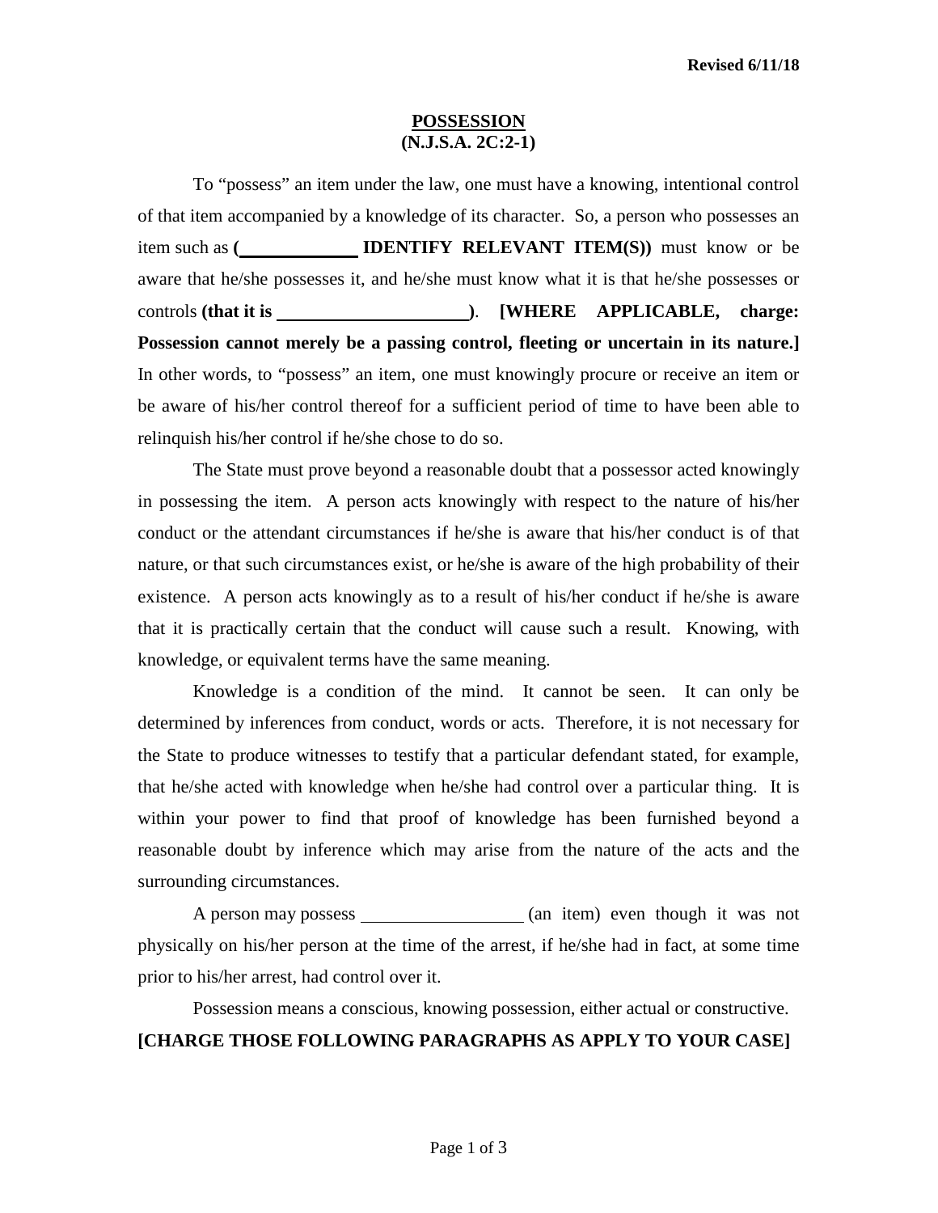**Revised 6/11/18**

## POSSESSION
## (N.J.S.A. 2C:2-1)

To "possess" an item under the law, one must have a knowing, intentional control of that item accompanied by a knowledge of its character. So, a person who possesses an item such as **(\_\_\_\_\_\_\_\_\_\_\_\_ IDENTIFY RELEVANT ITEM(S))** must know or be aware that he/she possesses it, and he/she must know what it is that he/she possesses or controls **(that it is \_\_\_\_\_\_\_\_\_\_\_\_\_\_\_\_\_\_\_\_\_)**. **[WHERE APPLICABLE, charge: Possession cannot merely be a passing control, fleeting or uncertain in its nature.]** In other words, to "possess" an item, one must knowingly procure or receive an item or be aware of his/her control thereof for a sufficient period of time to have been able to relinquish his/her control if he/she chose to do so.

The State must prove beyond a reasonable doubt that a possessor acted knowingly in possessing the item. A person acts knowingly with respect to the nature of his/her conduct or the attendant circumstances if he/she is aware that his/her conduct is of that nature, or that such circumstances exist, or he/she is aware of the high probability of their existence. A person acts knowingly as to a result of his/her conduct if he/she is aware that it is practically certain that the conduct will cause such a result. Knowing, with knowledge, or equivalent terms have the same meaning.

Knowledge is a condition of the mind. It cannot be seen. It can only be determined by inferences from conduct, words or acts. Therefore, it is not necessary for the State to produce witnesses to testify that a particular defendant stated, for example, that he/she acted with knowledge when he/she had control over a particular thing. It is within your power to find that proof of knowledge has been furnished beyond a reasonable doubt by inference which may arise from the nature of the acts and the surrounding circumstances.

A person may possess \_\_\_\_\_\_\_\_\_\_\_\_\_\_\_\_\_\_ (an item) even though it was not physically on his/her person at the time of the arrest, if he/she had in fact, at some time prior to his/her arrest, had control over it.

Possession means a conscious, knowing possession, either actual or constructive.

**[CHARGE THOSE FOLLOWING PARAGRAPHS AS APPLY TO YOUR CASE]**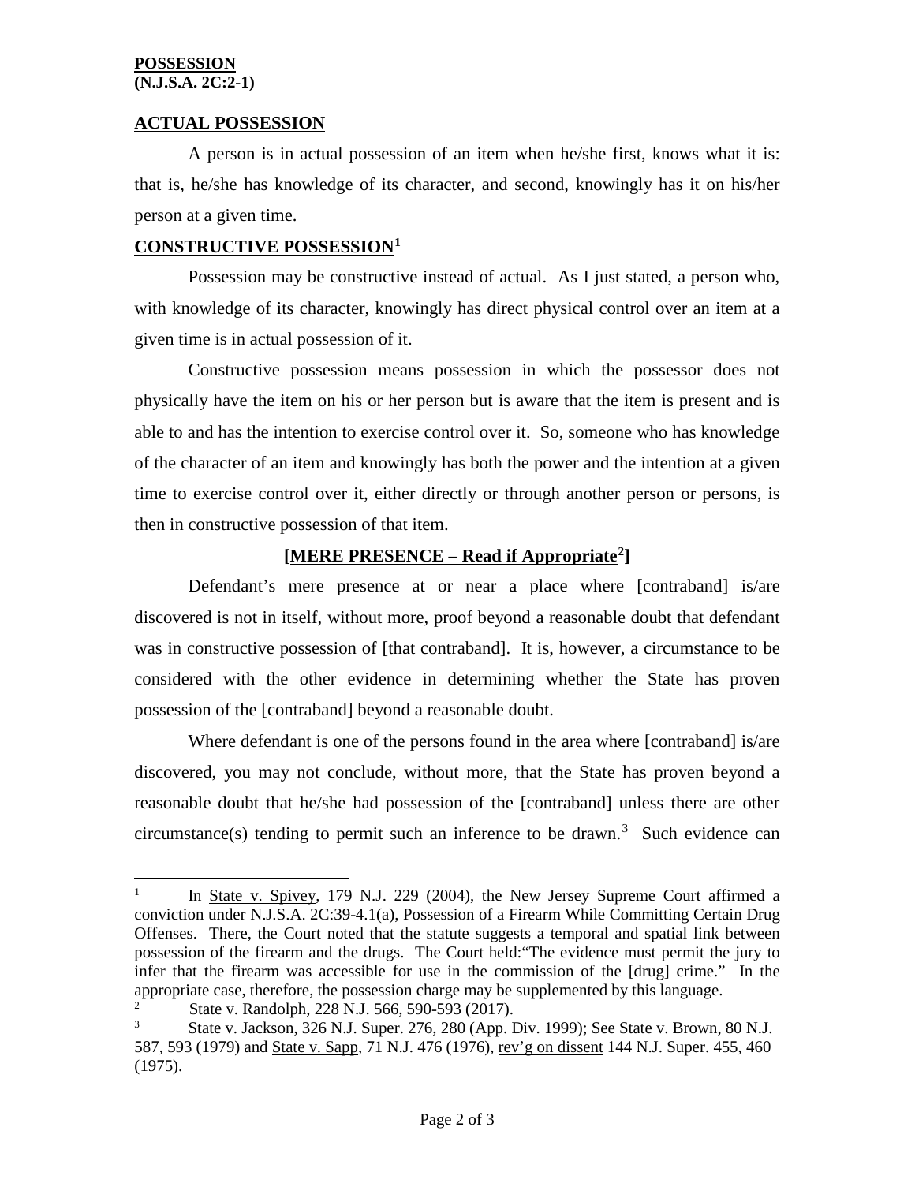**POSSESSION**
**(N.J.S.A. 2C:2-1)**

## ACTUAL POSSESSION

A person is in actual possession of an item when he/she first, knows what it is: that is, he/she has knowledge of its character, and second, knowingly has it on his/her person at a given time.

## CONSTRUCTIVE POSSESSION[1]

Possession may be constructive instead of actual. As I just stated, a person who, with knowledge of its character, knowingly has direct physical control over an item at a given time is in actual possession of it.

Constructive possession means possession in which the possessor does not physically have the item on his or her person but is aware that the item is present and is able to and has the intention to exercise control over it. So, someone who has knowledge of the character of an item and knowingly has both the power and the intention at a given time to exercise control over it, either directly or through another person or persons, is then in constructive possession of that item.

### [MERE PRESENCE – Read if Appropriate[2]]

Defendant's mere presence at or near a place where [contraband] is/are discovered is not in itself, without more, proof beyond a reasonable doubt that defendant was in constructive possession of [that contraband]. It is, however, a circumstance to be considered with the other evidence in determining whether the State has proven possession of the [contraband] beyond a reasonable doubt.

Where defendant is one of the persons found in the area where [contraband] is/are discovered, you may not conclude, without more, that the State has proven beyond a reasonable doubt that he/she had possession of the [contraband] unless there are other circumstance(s) tending to permit such an inference to be drawn.[3] Such evidence can

---

[1] In State v. Spivey, 179 N.J. 229 (2004), the New Jersey Supreme Court affirmed a conviction under N.J.S.A. 2C:39-4.1(a), Possession of a Firearm While Committing Certain Drug Offenses. There, the Court noted that the statute suggests a temporal and spatial link between possession of the firearm and the drugs. The Court held:"The evidence must permit the jury to infer that the firearm was accessible for use in the commission of the [drug] crime." In the appropriate case, therefore, the possession charge may be supplemented by this language.

[2] State v. Randolph, 228 N.J. 566, 590-593 (2017).

[3] State v. Jackson, 326 N.J. Super. 276, 280 (App. Div. 1999); See State v. Brown, 80 N.J. 587, 593 (1979) and State v. Sapp, 71 N.J. 476 (1976), rev'g on dissent 144 N.J. Super. 455, 460 (1975).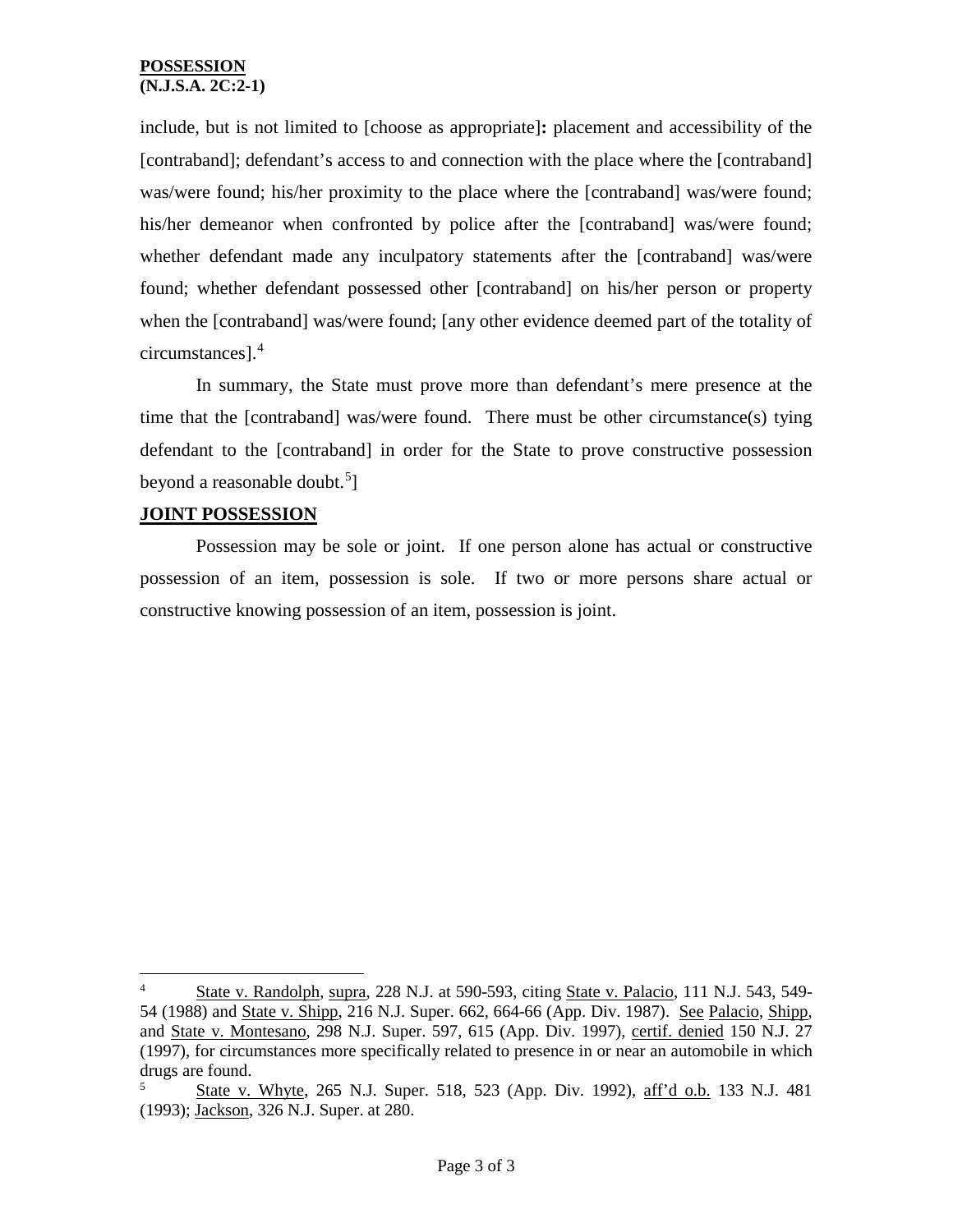include, but is not limited to [choose as appropriate]**:** placement and accessibility of the [contraband]; defendant's access to and connection with the place where the [contraband] was/were found; his/her proximity to the place where the [contraband] was/were found; his/her demeanor when confronted by police after the [contraband] was/were found; whether defendant made any inculpatory statements after the [contraband] was/were found; whether defendant possessed other [contraband] on his/her person or property when the [contraband] was/were found; [any other evidence deemed part of the totality of circumstances].[4]

In summary, the State must prove more than defendant's mere presence at the time that the [contraband] was/were found. There must be other circumstance(s) tying defendant to the [contraband] in order for the State to prove constructive possession beyond a reasonable doubt.[5]]

**JOINT POSSESSION**

Possession may be sole or joint. If one person alone has actual or constructive possession of an item, possession is sole. If two or more persons share actual or constructive knowing possession of an item, possession is joint.

---

[4] State v. Randolph, supra, 228 N.J. at 590-593, citing State v. Palacio, 111 N.J. 543, 549-54 (1988) and State v. Shipp, 216 N.J. Super. 662, 664-66 (App. Div. 1987). See Palacio, Shipp, and State v. Montesano, 298 N.J. Super. 597, 615 (App. Div. 1997), certif. denied 150 N.J. 27 (1997), for circumstances more specifically related to presence in or near an automobile in which drugs are found.

[5] State v. Whyte, 265 N.J. Super. 518, 523 (App. Div. 1992), aff'd o.b. 133 N.J. 481 (1993); Jackson, 326 N.J. Super. at 280.